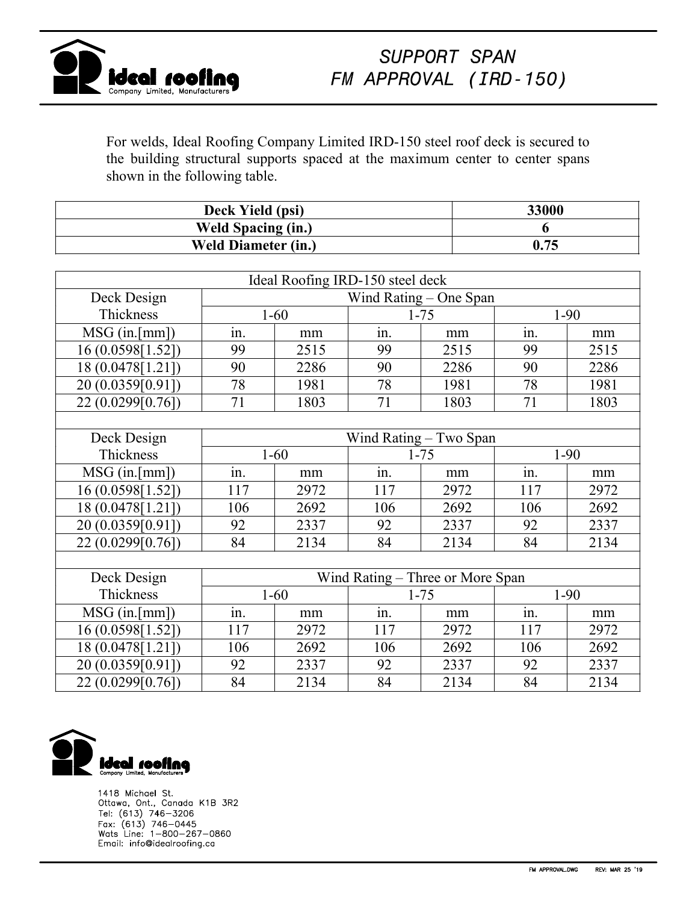# SUPPORT SPAN FM APPROVAL (IRD-150)

ideal roofing Company Limited, Manufacturers

For welds, Ideal Roofing Company Limited IRD-150 steel roof deck is secured to the building structural supports spaced at the maximum center to center spans shown in the following table.

| Deck Yield (psi) | 33000 |
|---|---|
| Weld Spacing (in.) | 6 |
| Weld Diameter (in.) | 0.75 |

| Ideal Roofing IRD-150 steel deck | | | | | | |
|---|---|---|---|---|---|---|
| Deck Design | Wind Rating – One Span | | | | | |
| Thickness | 1-60 | | 1-75 | | 1-90 | |
| MSG (in.[mm]) | in. | mm | in. | mm | in. | mm |
| 16 (0.0598[1.52]) | 99 | 2515 | 99 | 2515 | 99 | 2515 |
| 18 (0.0478[1.21]) | 90 | 2286 | 90 | 2286 | 90 | 2286 |
| 20 (0.0359[0.91]) | 78 | 1981 | 78 | 1981 | 78 | 1981 |
| 22 (0.0299[0.76]) | 71 | 1803 | 71 | 1803 | 71 | 1803 |
| | | | | | | |
| Deck Design | Wind Rating – Two Span | | | | | |
| Thickness | 1-60 | | 1-75 | | 1-90 | |
| MSG (in.[mm]) | in. | mm | in. | mm | in. | mm |
| 16 (0.0598[1.52]) | 117 | 2972 | 117 | 2972 | 117 | 2972 |
| 18 (0.0478[1.21]) | 106 | 2692 | 106 | 2692 | 106 | 2692 |
| 20 (0.0359[0.91]) | 92 | 2337 | 92 | 2337 | 92 | 2337 |
| 22 (0.0299[0.76]) | 84 | 2134 | 84 | 2134 | 84 | 2134 |
| | | | | | | |
| Deck Design | Wind Rating – Three or More Span | | | | | |
| Thickness | 1-60 | | 1-75 | | 1-90 | |
| MSG (in.[mm]) | in. | mm | in. | mm | in. | mm |
| 16 (0.0598[1.52]) | 117 | 2972 | 117 | 2972 | 117 | 2972 |
| 18 (0.0478[1.21]) | 106 | 2692 | 106 | 2692 | 106 | 2692 |
| 20 (0.0359[0.91]) | 92 | 2337 | 92 | 2337 | 92 | 2337 |
| 22 (0.0299[0.76]) | 84 | 2134 | 84 | 2134 | 84 | 2134 |

ideal roofing Company Limited, Manufacturers

1418 Michael St.
Ottawa, Ont., Canada K1B 3R2
Tel: (613) 746-3206
Fax: (613) 746-0445
Wats Line: 1-800-267-0860
Email: info@idealroofing.ca

FM APPROVAL.DWG REV: MAR 25 '19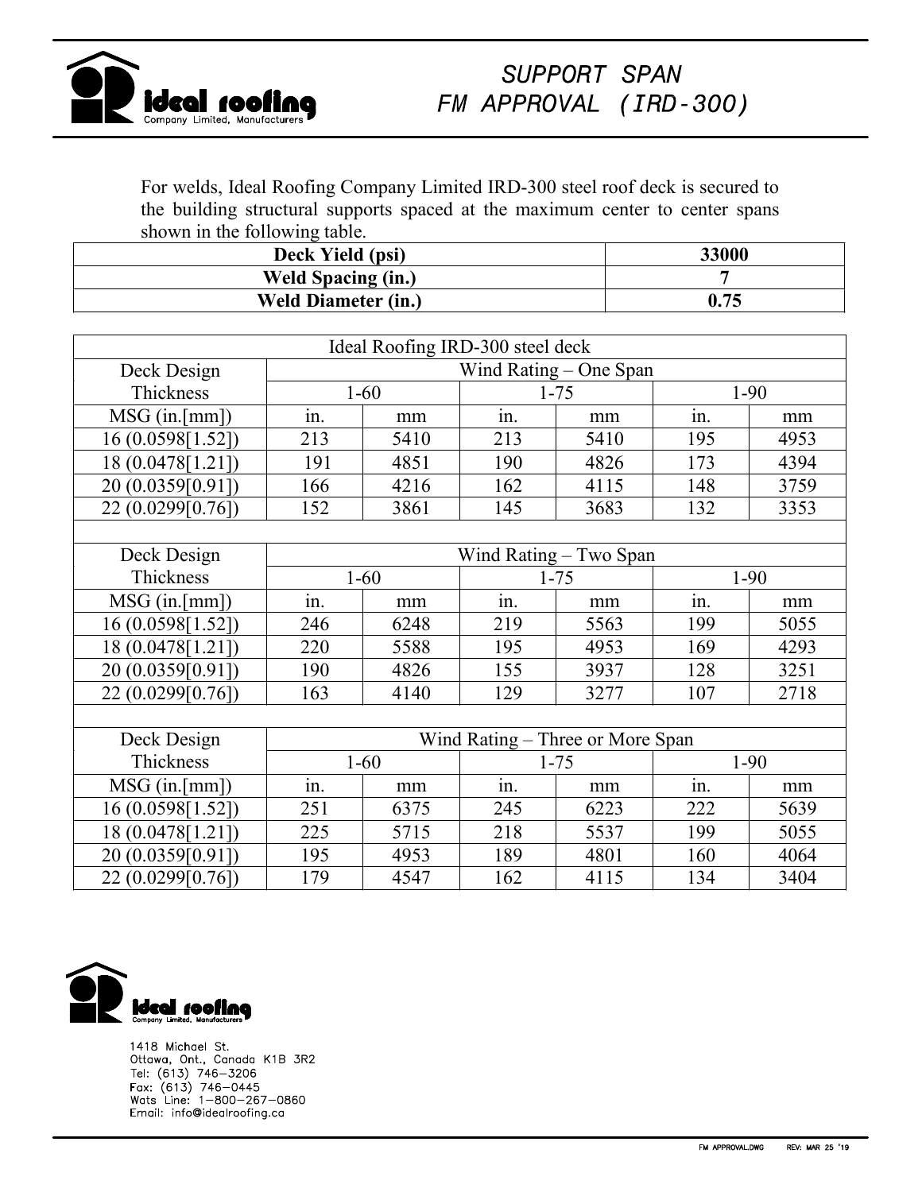# SUPPORT SPAN
# FM APPROVAL (IRD-300)

For welds, Ideal Roofing Company Limited IRD-300 steel roof deck is secured to the building structural supports spaced at the maximum center to center spans shown in the following table.

| **Deck Yield (psi)** | **33000** |
|---|---|
| **Weld Spacing (in.)** | **7** |
| **Weld Diameter (in.)** | **0.75** |

| Ideal Roofing IRD-300 steel deck | | | | | | |
|---|---|---|---|---|---|---|
| Deck Design Thickness | Wind Rating – One Span | | | | | |
| | 1-60 | | 1-75 | | 1-90 | |
| MSG (in.[mm]) | in. | mm | in. | mm | in. | mm |
| 16 (0.0598[1.52]) | 213 | 5410 | 213 | 5410 | 195 | 4953 |
| 18 (0.0478[1.21]) | 191 | 4851 | 190 | 4826 | 173 | 4394 |
| 20 (0.0359[0.91]) | 166 | 4216 | 162 | 4115 | 148 | 3759 |
| 22 (0.0299[0.76]) | 152 | 3861 | 145 | 3683 | 132 | 3353 |
| | | | | | | |
| Deck Design Thickness | Wind Rating – Two Span | | | | | |
| | 1-60 | | 1-75 | | 1-90 | |
| MSG (in.[mm]) | in. | mm | in. | mm | in. | mm |
| 16 (0.0598[1.52]) | 246 | 6248 | 219 | 5563 | 199 | 5055 |
| 18 (0.0478[1.21]) | 220 | 5588 | 195 | 4953 | 169 | 4293 |
| 20 (0.0359[0.91]) | 190 | 4826 | 155 | 3937 | 128 | 3251 |
| 22 (0.0299[0.76]) | 163 | 4140 | 129 | 3277 | 107 | 2718 |
| | | | | | | |
| Deck Design Thickness | Wind Rating – Three or More Span | | | | | |
| | 1-60 | | 1-75 | | 1-90 | |
| MSG (in.[mm]) | in. | mm | in. | mm | in. | mm |
| 16 (0.0598[1.52]) | 251 | 6375 | 245 | 6223 | 222 | 5639 |
| 18 (0.0478[1.21]) | 225 | 5715 | 218 | 5537 | 199 | 5055 |
| 20 (0.0359[0.91]) | 195 | 4953 | 189 | 4801 | 160 | 4064 |
| 22 (0.0299[0.76]) | 179 | 4547 | 162 | 4115 | 134 | 3404 |

ideal roofing Company Limited, Manufacturers

1418 Michael St.
Ottawa, Ont., Canada K1B 3R2
Tel: (613) 746-3206
Fax: (613) 746-0445
Wats Line: 1-800-267-0860
Email: info@idealroofing.ca

FM APPROVAL.DWG REV: MAR 25 '19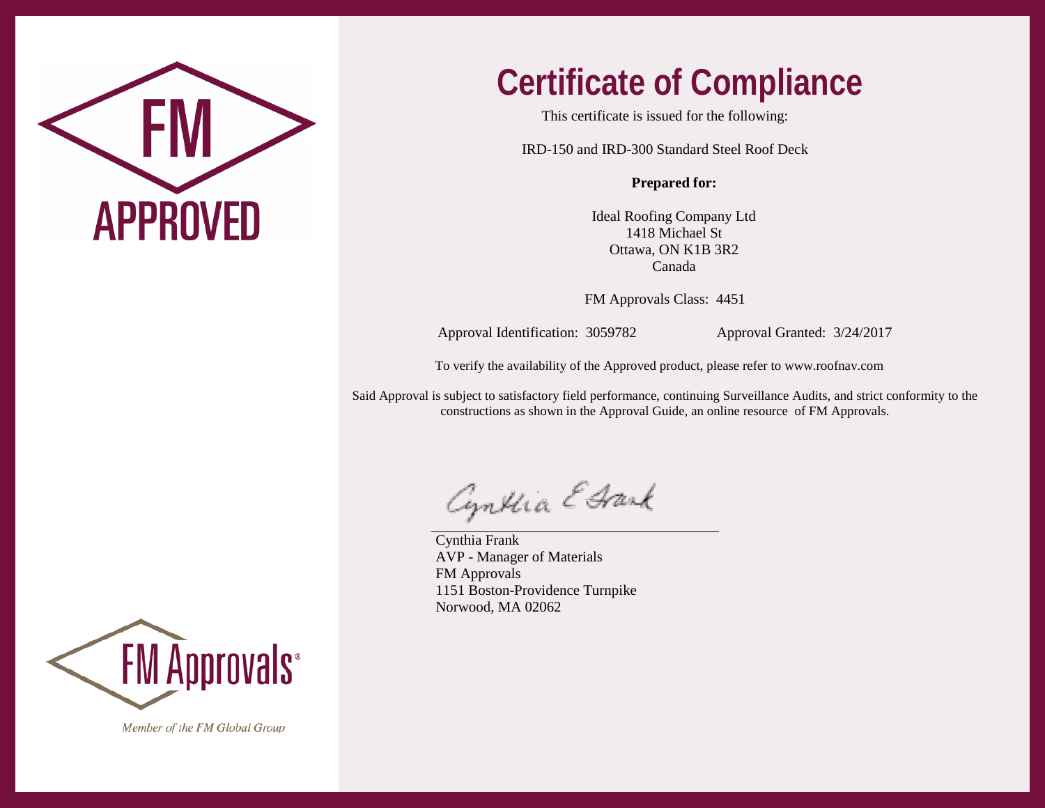FM

APPROVED

# Certificate of Compliance

This certificate is issued for the following:

IRD-150 and IRD-300 Standard Steel Roof Deck

**Prepared for:**

Ideal Roofing Company Ltd
1418 Michael St
Ottawa, ON K1B 3R2
Canada

FM Approvals Class: 4451

Approval Identification: 3059782

Approval Granted: 3/24/2017

To verify the availability of the Approved product, please refer to www.roofnav.com

Said Approval is subject to satisfactory field performance, continuing Surveillance Audits, and strict conformity to the constructions as shown in the Approval Guide, an online resource of FM Approvals.

Cynthia E Frank

Cynthia Frank
AVP - Manager of Materials
FM Approvals
1151 Boston-Providence Turnpike
Norwood, MA 02062

FM Approvals®

*Member of the FM Global Group*